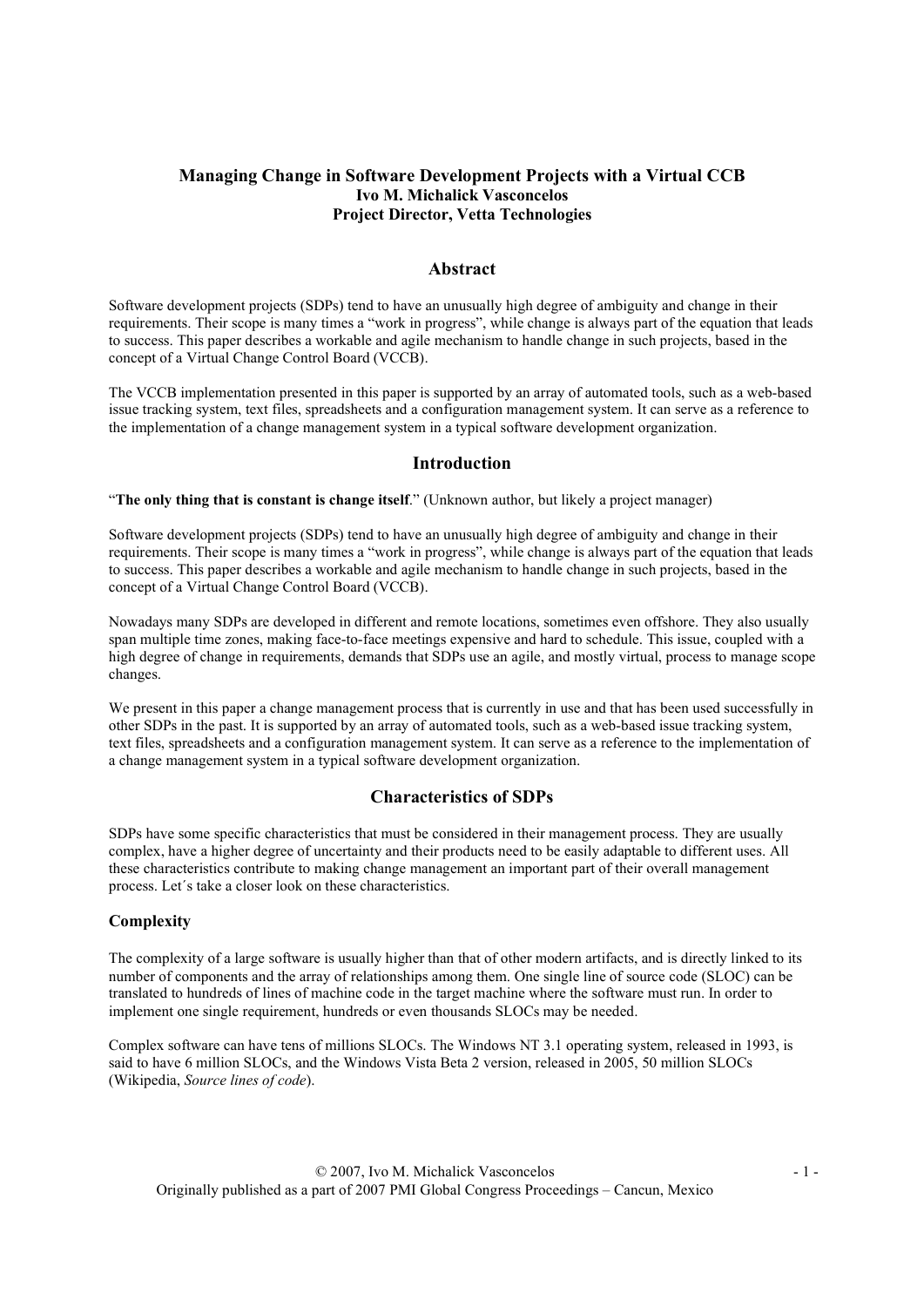# Managing Change in Software Development Projects with a Virtual CCB

**Ivo M. Michalick Vasconcelos**
**Project Director, Vetta Technologies**

## Abstract

Software development projects (SDPs) tend to have an unusually high degree of ambiguity and change in their requirements. Their scope is many times a "work in progress", while change is always part of the equation that leads to success. This paper describes a workable and agile mechanism to handle change in such projects, based in the concept of a Virtual Change Control Board (VCCB).

The VCCB implementation presented in this paper is supported by an array of automated tools, such as a web-based issue tracking system, text files, spreadsheets and a configuration management system. It can serve as a reference to the implementation of a change management system in a typical software development organization.

## Introduction

"**The only thing that is constant is change itself**." (Unknown author, but likely a project manager)

Software development projects (SDPs) tend to have an unusually high degree of ambiguity and change in their requirements. Their scope is many times a "work in progress", while change is always part of the equation that leads to success. This paper describes a workable and agile mechanism to handle change in such projects, based in the concept of a Virtual Change Control Board (VCCB).

Nowadays many SDPs are developed in different and remote locations, sometimes even offshore. They also usually span multiple time zones, making face-to-face meetings expensive and hard to schedule. This issue, coupled with a high degree of change in requirements, demands that SDPs use an agile, and mostly virtual, process to manage scope changes.

We present in this paper a change management process that is currently in use and that has been used successfully in other SDPs in the past. It is supported by an array of automated tools, such as a web-based issue tracking system, text files, spreadsheets and a configuration management system. It can serve as a reference to the implementation of a change management system in a typical software development organization.

## Characteristics of SDPs

SDPs have some specific characteristics that must be considered in their management process. They are usually complex, have a higher degree of uncertainty and their products need to be easily adaptable to different uses. All these characteristics contribute to making change management an important part of their overall management process. Let´s take a closer look on these characteristics.

### Complexity

The complexity of a large software is usually higher than that of other modern artifacts, and is directly linked to its number of components and the array of relationships among them. One single line of source code (SLOC) can be translated to hundreds of lines of machine code in the target machine where the software must run. In order to implement one single requirement, hundreds or even thousands SLOCs may be needed.

Complex software can have tens of millions SLOCs. The Windows NT 3.1 operating system, released in 1993, is said to have 6 million SLOCs, and the Windows Vista Beta 2 version, released in 2005, 50 million SLOCs (Wikipedia, *Source lines of code*).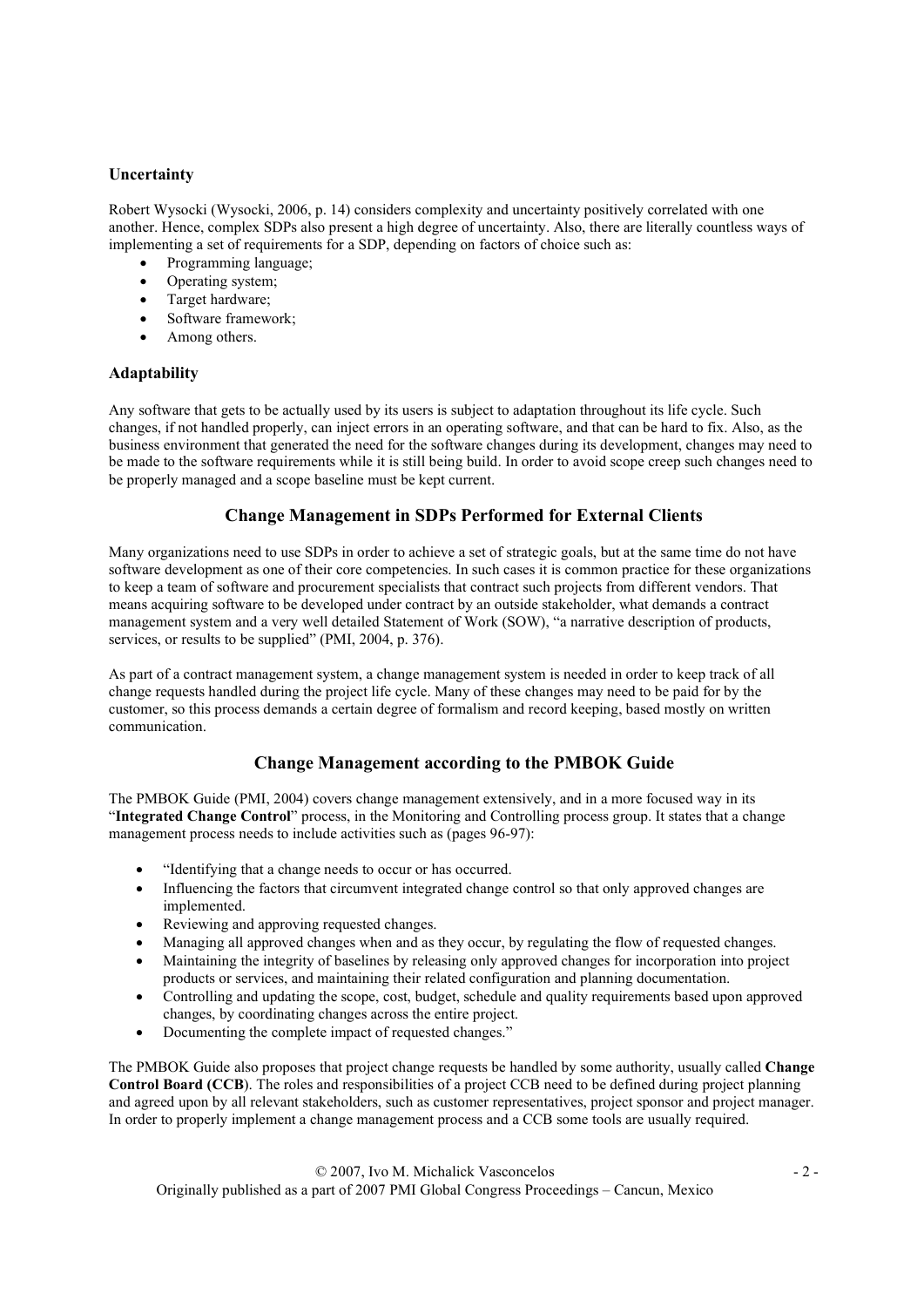### Uncertainty

Robert Wysocki (Wysocki, 2006, p. 14) considers complexity and uncertainty positively correlated with one another. Hence, complex SDPs also present a high degree of uncertainty. Also, there are literally countless ways of implementing a set of requirements for a SDP, depending on factors of choice such as:

- Programming language;
- Operating system;
- Target hardware;
- Software framework;
- Among others.

### Adaptability

Any software that gets to be actually used by its users is subject to adaptation throughout its life cycle. Such changes, if not handled properly, can inject errors in an operating software, and that can be hard to fix. Also, as the business environment that generated the need for the software changes during its development, changes may need to be made to the software requirements while it is still being build. In order to avoid scope creep such changes need to be properly managed and a scope baseline must be kept current.

## Change Management in SDPs Performed for External Clients

Many organizations need to use SDPs in order to achieve a set of strategic goals, but at the same time do not have software development as one of their core competencies. In such cases it is common practice for these organizations to keep a team of software and procurement specialists that contract such projects from different vendors. That means acquiring software to be developed under contract by an outside stakeholder, what demands a contract management system and a very well detailed Statement of Work (SOW), "a narrative description of products, services, or results to be supplied" (PMI, 2004, p. 376).

As part of a contract management system, a change management system is needed in order to keep track of all change requests handled during the project life cycle. Many of these changes may need to be paid for by the customer, so this process demands a certain degree of formalism and record keeping, based mostly on written communication.

## Change Management according to the PMBOK Guide

The PMBOK Guide (PMI, 2004) covers change management extensively, and in a more focused way in its "**Integrated Change Control**" process, in the Monitoring and Controlling process group. It states that a change management process needs to include activities such as (pages 96-97):

- "Identifying that a change needs to occur or has occurred.
- Influencing the factors that circumvent integrated change control so that only approved changes are implemented.
- Reviewing and approving requested changes.
- Managing all approved changes when and as they occur, by regulating the flow of requested changes.
- Maintaining the integrity of baselines by releasing only approved changes for incorporation into project products or services, and maintaining their related configuration and planning documentation.
- Controlling and updating the scope, cost, budget, schedule and quality requirements based upon approved changes, by coordinating changes across the entire project.
- Documenting the complete impact of requested changes."

The PMBOK Guide also proposes that project change requests be handled by some authority, usually called **Change Control Board (CCB**). The roles and responsibilities of a project CCB need to be defined during project planning and agreed upon by all relevant stakeholders, such as customer representatives, project sponsor and project manager. In order to properly implement a change management process and a CCB some tools are usually required.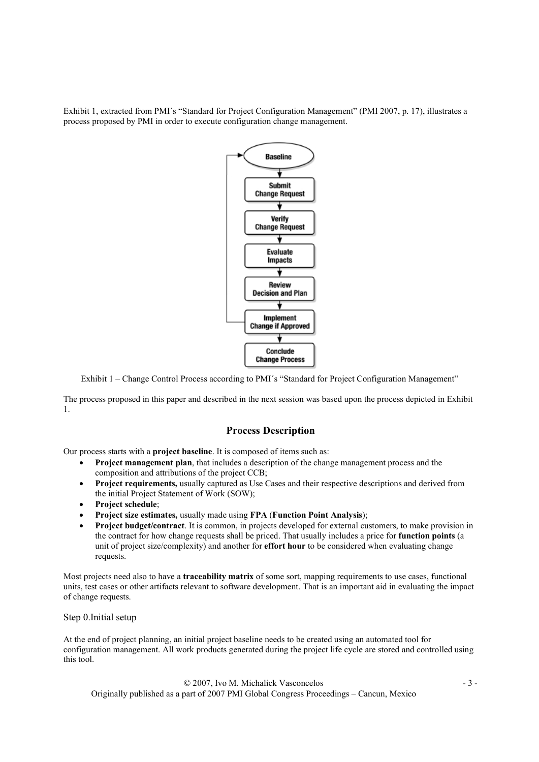Exhibit 1, extracted from PMI´s "Standard for Project Configuration Management" (PMI 2007, p. 17), illustrates a process proposed by PMI in order to execute configuration change management.

Baseline

Submit Change Request

Verify Change Request

Evaluate Impacts

Review Decision and Plan

Implement Change if Approved

Conclude Change Process

Exhibit 1 – Change Control Process according to PMI´s "Standard for Project Configuration Management"

The process proposed in this paper and described in the next session was based upon the process depicted in Exhibit 1.

## Process Description

Our process starts with a **project baseline**. It is composed of items such as:

- **Project management plan**, that includes a description of the change management process and the composition and attributions of the project CCB;
- **Project requirements,** usually captured as Use Cases and their respective descriptions and derived from the initial Project Statement of Work (SOW);
- **Project schedule**;
- **Project size estimates,** usually made using **FPA** (**Function Point Analysis**);
- **Project budget/contract**. It is common, in projects developed for external customers, to make provision in the contract for how change requests shall be priced. That usually includes a price for **function points** (a unit of project size/complexity) and another for **effort hour** to be considered when evaluating change requests.

Most projects need also to have a **traceability matrix** of some sort, mapping requirements to use cases, functional units, test cases or other artifacts relevant to software development. That is an important aid in evaluating the impact of change requests.

### Step 0.Initial setup

At the end of project planning, an initial project baseline needs to be created using an automated tool for configuration management. All work products generated during the project life cycle are stored and controlled using this tool.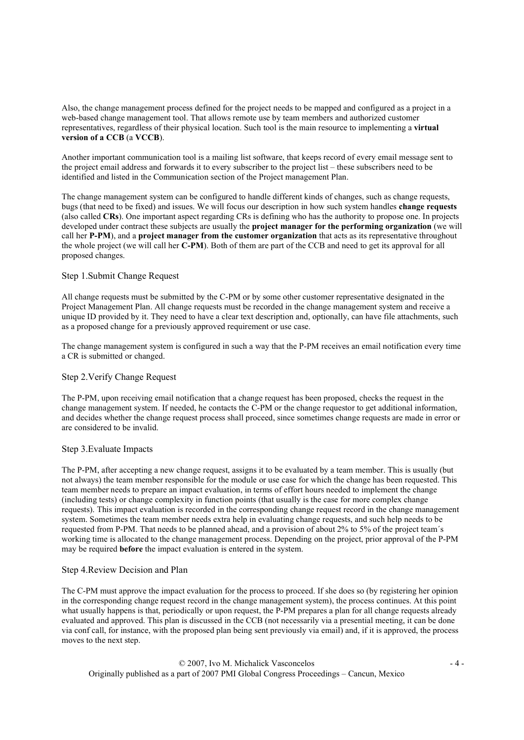Also, the change management process defined for the project needs to be mapped and configured as a project in a web-based change management tool. That allows remote use by team members and authorized customer representatives, regardless of their physical location. Such tool is the main resource to implementing a **virtual version of a CCB** (a **VCCB**).

Another important communication tool is a mailing list software, that keeps record of every email message sent to the project email address and forwards it to every subscriber to the project list – these subscribers need to be identified and listed in the Communication section of the Project management Plan.

The change management system can be configured to handle different kinds of changes, such as change requests, bugs (that need to be fixed) and issues. We will focus our description in how such system handles **change requests** (also called **CRs**). One important aspect regarding CRs is defining who has the authority to propose one. In projects developed under contract these subjects are usually the **project manager for the performing organization** (we will call her **P-PM**), and a **project manager from the customer organization** that acts as its representative throughout the whole project (we will call her **C-PM**). Both of them are part of the CCB and need to get its approval for all proposed changes.

### Step 1.Submit Change Request

All change requests must be submitted by the C-PM or by some other customer representative designated in the Project Management Plan. All change requests must be recorded in the change management system and receive a unique ID provided by it. They need to have a clear text description and, optionally, can have file attachments, such as a proposed change for a previously approved requirement or use case.

The change management system is configured in such a way that the P-PM receives an email notification every time a CR is submitted or changed.

### Step 2.Verify Change Request

The P-PM, upon receiving email notification that a change request has been proposed, checks the request in the change management system. If needed, he contacts the C-PM or the change requestor to get additional information, and decides whether the change request process shall proceed, since sometimes change requests are made in error or are considered to be invalid.

### Step 3.Evaluate Impacts

The P-PM, after accepting a new change request, assigns it to be evaluated by a team member. This is usually (but not always) the team member responsible for the module or use case for which the change has been requested. This team member needs to prepare an impact evaluation, in terms of effort hours needed to implement the change (including tests) or change complexity in function points (that usually is the case for more complex change requests). This impact evaluation is recorded in the corresponding change request record in the change management system. Sometimes the team member needs extra help in evaluating change requests, and such help needs to be requested from P-PM. That needs to be planned ahead, and a provision of about 2% to 5% of the project team´s working time is allocated to the change management process. Depending on the project, prior approval of the P-PM may be required **before** the impact evaluation is entered in the system.

### Step 4.Review Decision and Plan

The C-PM must approve the impact evaluation for the process to proceed. If she does so (by registering her opinion in the corresponding change request record in the change management system), the process continues. At this point what usually happens is that, periodically or upon request, the P-PM prepares a plan for all change requests already evaluated and approved. This plan is discussed in the CCB (not necessarily via a presential meeting, it can be done via conf call, for instance, with the proposed plan being sent previously via email) and, if it is approved, the process moves to the next step.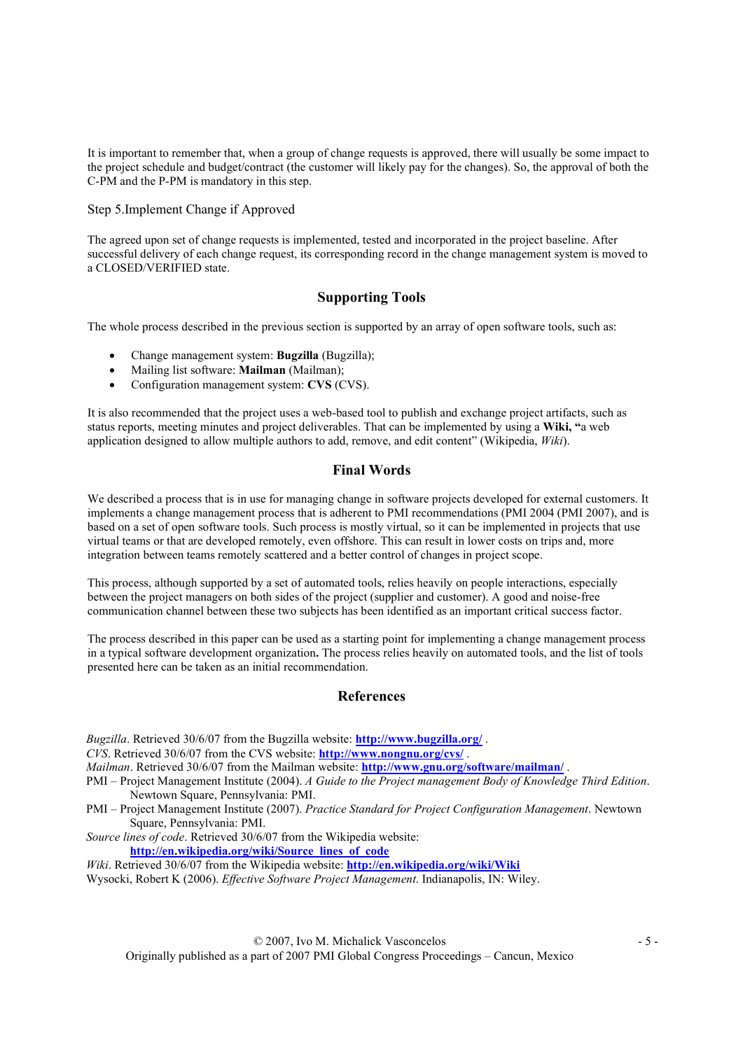It is important to remember that, when a group of change requests is approved, there will usually be some impact to the project schedule and budget/contract (the customer will likely pay for the changes). So, the approval of both the C-PM and the P-PM is mandatory in this step.

Step 5.Implement Change if Approved

The agreed upon set of change requests is implemented, tested and incorporated in the project baseline. After successful delivery of each change request, its corresponding record in the change management system is moved to a CLOSED/VERIFIED state.

## Supporting Tools

The whole process described in the previous section is supported by an array of open software tools, such as:

- Change management system: **Bugzilla** (Bugzilla);
- Mailing list software: **Mailman** (Mailman);
- Configuration management system: **CVS** (CVS).

It is also recommended that the project uses a web-based tool to publish and exchange project artifacts, such as status reports, meeting minutes and project deliverables. That can be implemented by using a **Wiki, "**a web application designed to allow multiple authors to add, remove, and edit content" (Wikipedia, *Wiki*).

## Final Words

We described a process that is in use for managing change in software projects developed for external customers. It implements a change management process that is adherent to PMI recommendations (PMI 2004 (PMI 2007), and is based on a set of open software tools. Such process is mostly virtual, so it can be implemented in projects that use virtual teams or that are developed remotely, even offshore. This can result in lower costs on trips and, more integration between teams remotely scattered and a better control of changes in project scope.

This process, although supported by a set of automated tools, relies heavily on people interactions, especially between the project managers on both sides of the project (supplier and customer). A good and noise-free communication channel between these two subjects has been identified as an important critical success factor.

The process described in this paper can be used as a starting point for implementing a change management process in a typical software development organization**.** The process relies heavily on automated tools, and the list of tools presented here can be taken as an initial recommendation.

## References

*Bugzilla*. Retrieved 30/6/07 from the Bugzilla website: **http://www.bugzilla.org/** .

*CVS*. Retrieved 30/6/07 from the CVS website: **http://www.nongnu.org/cvs/** .

*Mailman*. Retrieved 30/6/07 from the Mailman website: **http://www.gnu.org/software/mailman/** .

PMI – Project Management Institute (2004). *A Guide to the Project management Body of Knowledge Third Edition*. Newtown Square, Pennsylvania: PMI.

PMI – Project Management Institute (2007). *Practice Standard for Project Configuration Management*. Newtown Square, Pennsylvania: PMI.

*Source lines of code*. Retrieved 30/6/07 from the Wikipedia website: **http://en.wikipedia.org/wiki/Source_lines_of_code**

*Wiki*. Retrieved 30/6/07 from the Wikipedia website: **http://en.wikipedia.org/wiki/Wiki**

Wysocki, Robert K (2006). *Effective Software Project Management*. Indianapolis, IN: Wiley.